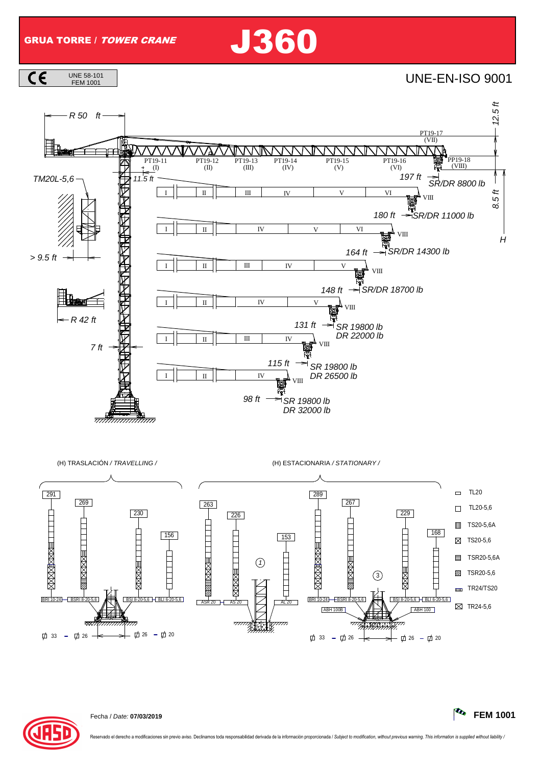# GRUA TORRE / *TOWER CRANE* J360

UNE 58-101
FEM 1001

UNE-EN-ISO 9001

R 50 ft

12.5 ft

PT19-17 (VII)

PT19-11 (I) | PT19-12 (II) | PT19-13 (III) | PT19-14 (IV) | PT19-15 (V) | PT19-16 (VI) | PP19-18 (VIII)

TM20L-5,6

11.5 ft

197 ft — SR/DR 8800 lb

8.5 ft

180 ft — SR/DR 11000 lb

H

164 ft — SR/DR 14300 lb

> 9.5 ft

148 ft — SR/DR 18700 lb

R 42 ft

131 ft — SR 19800 lb, DR 22000 lb

7 ft

115 ft — SR 19800 lb, DR 26500 lb

98 ft — SR 19800 lb, DR 32000 lb

| Jib length | Sections | Load |
|---|---|---|
| 197 ft | I, II, III, IV, V, VI, VIII | SR/DR 8800 lb |
| 180 ft | I, II, IV, V, VI, VIII | SR/DR 11000 lb |
| 164 ft | I, II, III, IV, V, VIII | SR/DR 14300 lb |
| 148 ft | I, II, IV, V, VIII | SR/DR 18700 lb |
| 131 ft | I, II, III, IV, VIII | SR 19800 lb / DR 22000 lb |
| 115 ft | I, II, IV, VIII | SR 19800 lb / DR 26500 lb |
| 98 ft | — | SR 19800 lb / DR 32000 lb |

(H) TRASLACIÓN / *TRAVELLING /*

291 — BRI 10-24
269 — BSRI 8-20-5,6
230 — BSI 8-20-5,6
156 — BLI 6-20-5,6

33 – 26 | 26 – 20

(H) ESTACIONARIA / *STATIONARY /*

263 — ASR 20
226 — AS 20
153 — AL 20
(1)

289 — BRI 10-24, ABH 100B
267 — BSRI 8-20-5,6
229 — BSI 8-20-5,6, ABH 100
168 — BLI 6-20-5,6
(3)

33 – 26 | 26 – 20

- TL20
- TL20-5,6
- TS20-5,6A
- TS20-5,6
- TSR20-5,6A
- TSR20-5,6
- TR24/TS20
- TR24-5,6

Fecha / *Date:* **07/03/2019**

**FEM 1001**

Reservado el derecho a modificaciones sin previo aviso. Declinamos toda responsabilidad derivada de la información proporcionada / *Subject to modification, without previous warning. This information is supplied without liability /*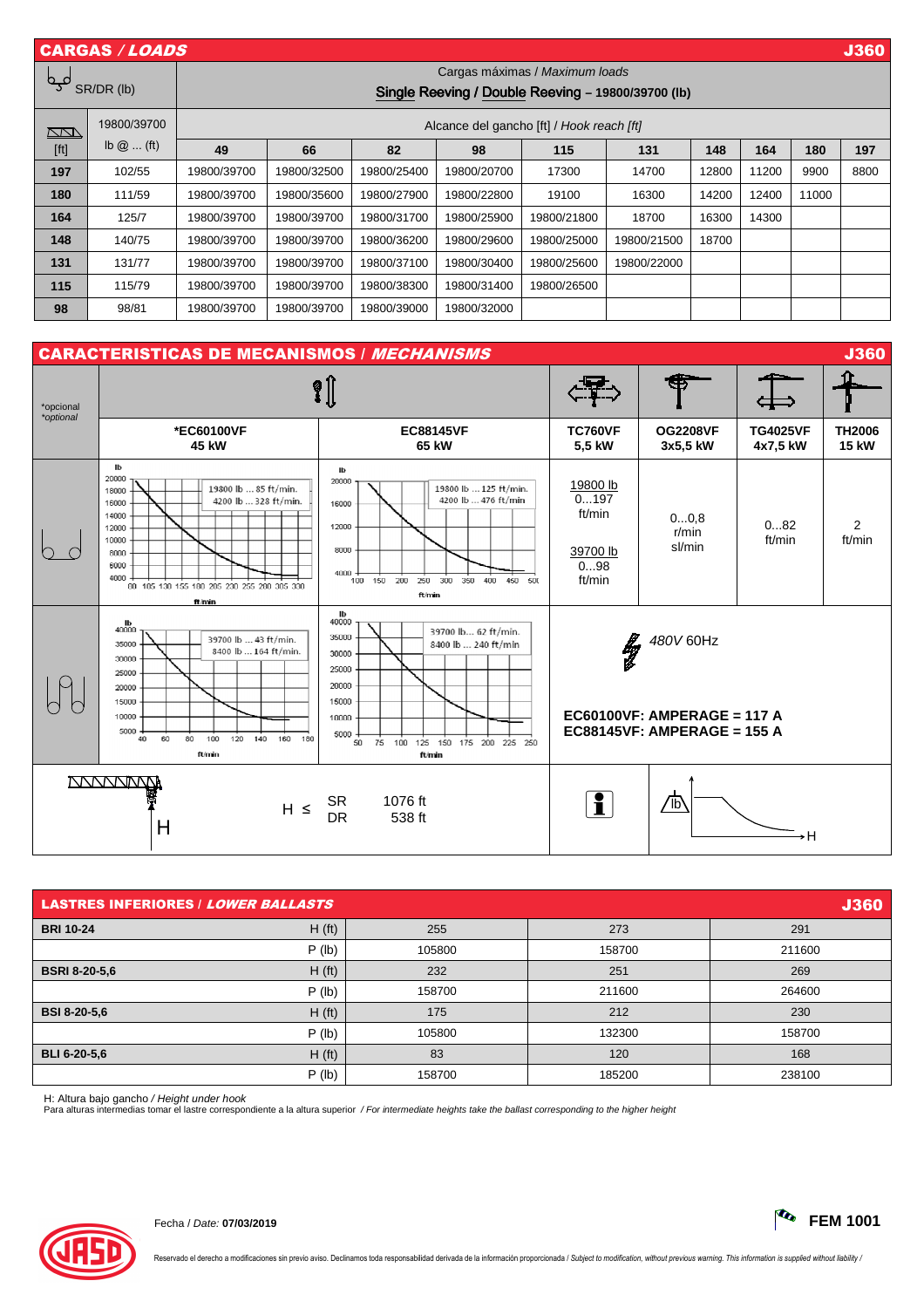## CARGAS / *LOADS* — J360

SR/DR (lb) — Cargas máximas / *Maximum loads*

Single Reeving / Double Reeving – 19800/39700 (lb)

| [ft] | 19800/39700 lb @ ... (ft) | Alcance del gancho [ft] / *Hook reach [ft]* 49 | 66 | 82 | 98 | 115 | 131 | 148 | 164 | 180 | 197 |
|---|---|---|---|---|---|---|---|---|---|---|---|
| 197 | 102/55 | 19800/39700 | 19800/32500 | 19800/25400 | 19800/20700 | 17300 | 14700 | 12800 | 11200 | 9900 | 8800 |
| 180 | 111/59 | 19800/39700 | 19800/35600 | 19800/27900 | 19800/22800 | 19100 | 16300 | 14200 | 12400 | 11000 | |
| 164 | 125/7 | 19800/39700 | 19800/39700 | 19800/31700 | 19800/25900 | 19800/21800 | 18700 | 16300 | 14300 | | |
| 148 | 140/75 | 19800/39700 | 19800/39700 | 19800/36200 | 19800/29600 | 19800/25000 | 19800/21500 | 18700 | | | |
| 131 | 131/77 | 19800/39700 | 19800/39700 | 19800/37100 | 19800/30400 | 19800/25600 | 19800/22000 | | | | |
| 115 | 115/79 | 19800/39700 | 19800/39700 | 19800/38300 | 19800/31400 | 19800/26500 | | | | | |
| 98 | 98/81 | 19800/39700 | 19800/39700 | 19800/39000 | 19800/32000 | | | | | | |

## CARACTERISTICAS DE MECANISMOS / *MECHANISMS* — J360

*opcional / *optional*

| | *EC60100VF 45 kW | EC88145VF 65 kW | TC760VF 5,5 kW | OG2208VF 3x5,5 kW | TG4025VF 4x7,5 kW | TH2006 15 kW |
|---|---|---|---|---|---|---|
| SR | 19800 lb ... 85 ft/min. 4200 lb ... 328 ft/min. | 19800 lb ... 125 ft/min. 4200 lb ... 476 ft/min | 19800 lb 0…197 ft/min; 39700 lb 0…98 ft/min | 0…0,8 r/min sl/min | 0…82 ft/min | 2 ft/min |
| DR | 39700 lb ... 43 ft/min. 8400 lb ... 164 ft/min. | 39700 lb... 62 ft/min. 8400 lb ... 240 ft/min | 480V 60Hz | | | |

EC60100VF: AMPERAGE = 117 A
EC88145VF: AMPERAGE = 155 A

H ≤ SR 1076 ft, DR 538 ft

## LASTRES INFERIORES / *LOWER BALLASTS* — J360

| | | | | |
|---|---|---|---|---|
| **BRI 10-24** | H (ft) | 255 | 273 | 291 |
| | P (lb) | 105800 | 158700 | 211600 |
| **BSRI 8-20-5,6** | H (ft) | 232 | 251 | 269 |
| | P (lb) | 158700 | 211600 | 264600 |
| **BSI 8-20-5,6** | H (ft) | 175 | 212 | 230 |
| | P (lb) | 105800 | 132300 | 158700 |
| **BLI 6-20-5,6** | H (ft) | 83 | 120 | 168 |
| | P (lb) | 158700 | 185200 | 238100 |

H: Altura bajo gancho / *Height under hook*
Para alturas intermedias tomar el lastre correspondiente a la altura superior / *For intermediate heights take the ballast corresponding to the higher height*

Fecha / *Date:* **07/03/2019**

**FEM 1001**

Reservado el derecho a modificaciones sin previo aviso. Declinamos toda responsabilidad derivada de la información proporcionada / *Subject to modification, without previous warning. This information is supplied without liability* /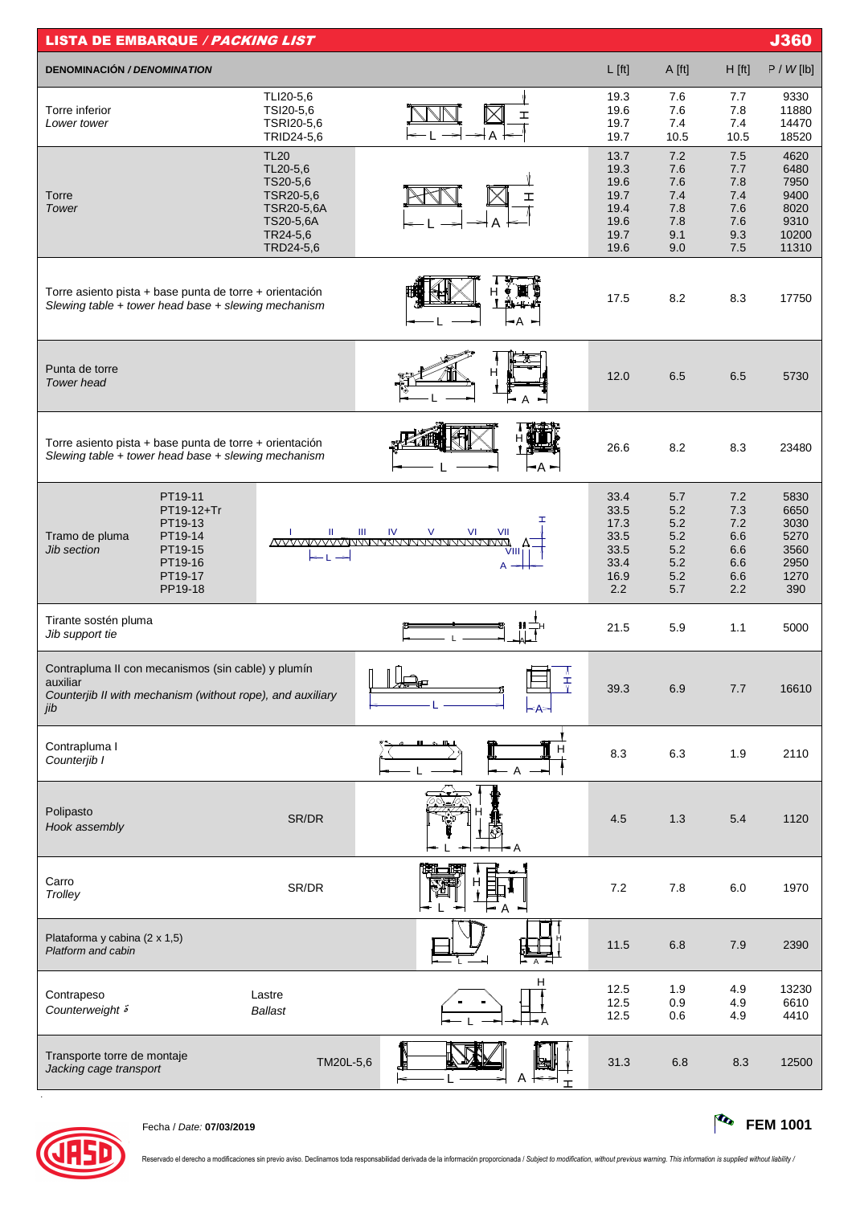## LISTA DE EMBARQUE / *PACKING LIST* — J360

| DENOMINACIÓN / *DENOMINATION* | | L [ft] | A [ft] | H [ft] | P / *W* [lb] |
|---|---|---|---|---|---|
| Torre inferior<br>*Lower tower* | TLI20-5,6<br>TSI20-5,6<br>TSRI20-5,6<br>TRID24-5,6 | 19.3<br>19.6<br>19.7<br>19.7 | 7.6<br>7.6<br>7.4<br>10.5 | 7.7<br>7.8<br>7.4<br>10.5 | 9330<br>11880<br>14470<br>18520 |
| Torre<br>*Tower* | TL20<br>TL20-5,6<br>TS20-5,6<br>TSR20-5,6<br>TSR20-5,6A<br>TS20-5,6A<br>TR24-5,6<br>TRD24-5,6 | 13.7<br>19.3<br>19.6<br>19.7<br>19.4<br>19.6<br>19.7<br>19.6 | 7.2<br>7.6<br>7.6<br>7.4<br>7.8<br>7.8<br>9.1<br>9.0 | 7.5<br>7.7<br>7.8<br>7.4<br>7.6<br>7.6<br>9.3<br>7.5 | 4620<br>6480<br>7950<br>9400<br>8020<br>9310<br>10200<br>11310 |
| Torre asiento pista + base punta de torre + orientación<br>*Slewing table + tower head base + slewing mechanism* | | 17.5 | 8.2 | 8.3 | 17750 |
| Punta de torre<br>*Tower head* | | 12.0 | 6.5 | 6.5 | 5730 |
| Torre asiento pista + base punta de torre + orientación<br>*Slewing table + tower head base + slewing mechanism* | | 26.6 | 8.2 | 8.3 | 23480 |
| Tramo de pluma<br>*Jib section* | PT19-11<br>PT19-12+Tr<br>PT19-13<br>PT19-14<br>PT19-15<br>PT19-16<br>PT19-17<br>PP19-18 | 33.4<br>33.5<br>17.3<br>33.5<br>33.5<br>33.4<br>16.9<br>2.2 | 5.7<br>5.2<br>5.2<br>5.2<br>5.2<br>5.2<br>5.2<br>5.7 | 7.2<br>7.3<br>7.2<br>6.6<br>6.6<br>6.6<br>6.6<br>2.2 | 5830<br>6650<br>3030<br>5270<br>3560<br>2950<br>1270<br>390 |
| Tirante sostén pluma<br>*Jib support tie* | | 21.5 | 5.9 | 1.1 | 5000 |
| Contrapluma II con mecanismos (sin cable) y plumín auxiliar<br>*Counterjib II with mechanism (without rope), and auxiliary jib* | | 39.3 | 6.9 | 7.7 | 16610 |
| Contrapluma I<br>*Counterjib I* | | 8.3 | 6.3 | 1.9 | 2110 |
| Polipasto<br>*Hook assembly* | SR/DR | 4.5 | 1.3 | 5.4 | 1120 |
| Carro<br>*Trolley* | SR/DR | 7.2 | 7.8 | 6.0 | 1970 |
| Plataforma y cabina (2 x 1,5)<br>*Platform and cabin* | | 11.5 | 6.8 | 7.9 | 2390 |
| Contrapeso<br>*Counterweight* | Lastre<br>*Ballast* | 12.5<br>12.5<br>12.5 | 1.9<br>0.9<br>0.6 | 4.9<br>4.9<br>4.9 | 13230<br>6610<br>4410 |
| Transporte torre de montaje<br>*Jacking cage transport* | TM20L-5,6 | 31.3 | 6.8 | 8.3 | 12500 |

Fecha / *Date:* **07/03/2019**

**FEM 1001**

Reservado el derecho a modificaciones sin previo aviso. Declinamos toda responsabilidad derivada de la información proporcionada / *Subject to modification, without previous warning. This information is supplied without liability /*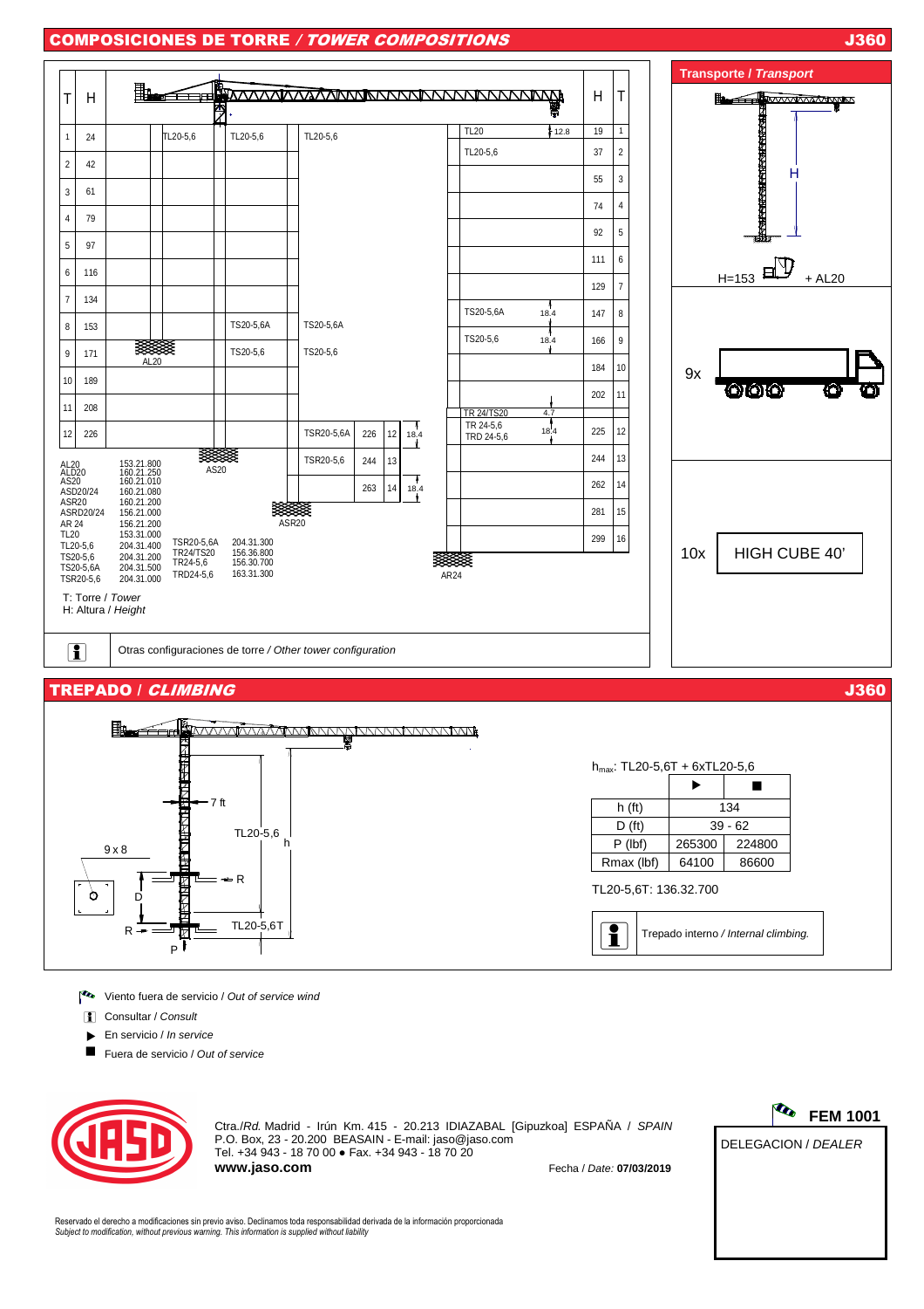## COMPOSICIONES DE TORRE / *TOWER COMPOSITIONS*

| T | H | Composition | H | T |
|---|---|---|---|---|
| 1 | 24 | TL20-5,6 / TL20-5,6 / TL20-5,6 | 19 | 1 |
| 2 | 42 | | 37 | 2 |
| 3 | 61 | | 55 | 3 |
| 4 | 79 | | 74 | 4 |
| 5 | 97 | | 92 | 5 |
| 6 | 116 | | 111 | 6 |
| 7 | 134 | | 129 | 7 |
| 8 | 153 | TS20-5,6A / TS20-5,6A | 147 | 8 |
| 9 | 171 | AL20 / TS20-5,6 / TS20-5,6 | 166 | 9 |
| 10 | 189 | | 184 | 10 |
| 11 | 208 | | 202 | 11 |
| 12 | 226 | TSR20-5,6A 226 / 12 / 18.4 | 225 | 12 |
| | | AS20 / TSR20-5,6 244 / 13 | 244 | 13 |
| | | 263 / 14 / 18.4 | 262 | 14 |
| | | ASR20 | 281 | 15 |
| | | | 299 | 16 |

Right-side composition: TL20 (12.8), TL20-5,6, TS20-5,6A (18.4), TS20-5,6 (18.4), TR 24/TS20 (4.7), TR 24-5,6 / TRD 24-5,6 (18.4), AR24

| | | | |
|---|---|---|---|
| AL20 | 153.21.800 | TSR20-5,6A | 204.31.300 |
| ALD20 | 160.21.250 | TR24/TS20 | 156.36.800 |
| AS20 | 160.21.010 | TR24-5,6 | 156.30.700 |
| ASD20/24 | 160.21.080 | TRD24-5,6 | 163.31.300 |
| ASR20 | 160.21.200 | | |
| ASRD20/24 | 156.21.000 | | |
| AR 24 | 156.21.200 | | |
| TL20 | 153.31.000 | | |
| TL20-5,6 | 204.31.400 | | |
| TS20-5,6 | 204.31.200 | | |
| TS20-5,6A | 204.31.500 | | |
| TSR20-5,6 | 204.31.000 | | |

T: Torre / *Tower*
H: Altura / *Height*

Otras configuraciones de torre / *Other tower configuration*

### Transporte / *Transport*

H

H=153 + AL20

9x

10x HIGH CUBE 40'

## TREPADO / *CLIMBING*

7 ft

9 x 8

TL20-5,6

h

R

D

R

TL20-5,6T

P

$h_{max}$: TL20-5,6T + 6xTL20-5,6

| | ▶ | ■ |
|---|---|---|
| h (ft) | 134 | |
| D (ft) | 39 - 62 | |
| P (lbf) | 265300 | 224800 |
| Rmax (lbf) | 64100 | 86600 |

TL20-5,6T: 136.32.700

Trepado interno / *Internal climbing.*

- Viento fuera de servicio / *Out of service wind*
- Consultar / *Consult*
- ▶ En servicio / *In service*
- ■ Fuera de servicio / *Out of service*

Ctra./*Rd.* Madrid - Irún Km. 415 - 20.213 IDIAZABAL [Gipuzkoa] ESPAÑA / *SPAIN*
P.O. Box, 23 - 20.200 BEASAIN - E-mail: jaso@jaso.com
Tel. +34 943 - 18 70 00 • Fax. +34 943 - 18 70 20
**www.jaso.com**

Fecha / *Date:* **07/03/2019**

**FEM 1001**

DELEGACION / *DEALER*

Reservado el derecho a modificaciones sin previo aviso. Declinamos toda responsabilidad derivada de la información proporcionada
*Subject to modification, without previous warning. This information is supplied without liability*